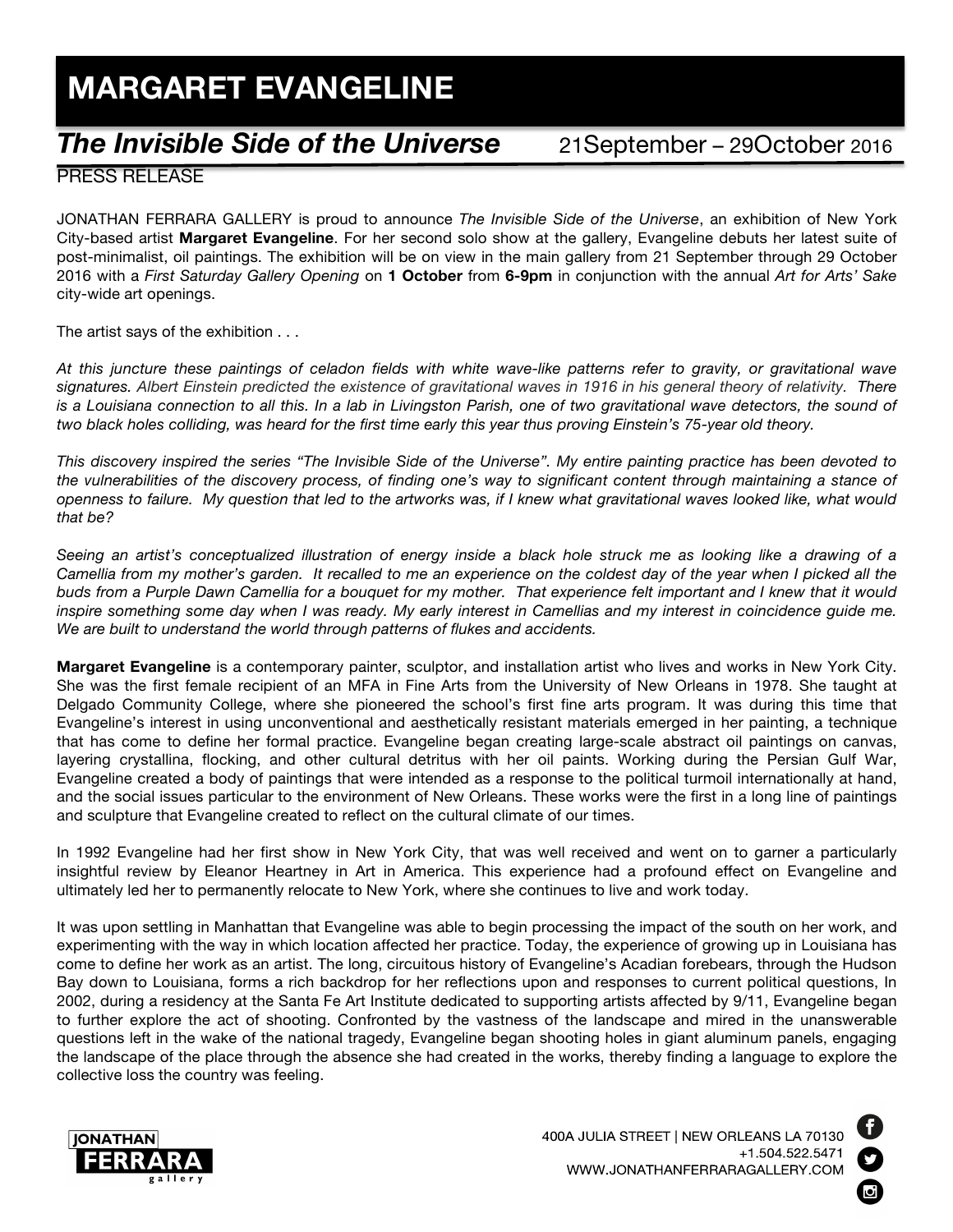# MARGARET EVANGELINE

## *The Invisible Side of the Universe* 21September – 29October 2016

PRESS RELEASE

JONATHAN FERRARA GALLERY is proud to announce *The Invisible Side of the Universe*, an exhibition of New York City-based artist **Margaret Evangeline**. For her second solo show at the gallery, Evangeline debuts her latest suite of post-minimalist, oil paintings. The exhibition will be on view in the main gallery from 21 September through 29 October 2016 with a *First Saturday Gallery Opening* on **1 October** from **6-9pm** in conjunction with the annual *Art for Arts' Sake* city-wide art openings.

The artist says of the exhibition . . .

*At this juncture these paintings of celadon fields with white wave-like patterns refer to gravity, or gravitational wave signatures. Albert Einstein predicted the existence of gravitational waves in 1916 in his general theory of relativity. There is a Louisiana connection to all this. In a lab in Livingston Parish, one of two gravitational wave detectors, the sound of two black holes colliding, was heard for the first time early this year thus proving Einstein's 75-year old theory.*

*This discovery inspired the series "The Invisible Side of the Universe". My entire painting practice has been devoted to the vulnerabilities of the discovery process, of finding one's way to significant content through maintaining a stance of openness to failure. My question that led to the artworks was, if I knew what gravitational waves looked like, what would that be?*

*Seeing an artist's conceptualized illustration of energy inside a black hole struck me as looking like a drawing of a Camellia from my mother's garden. It recalled to me an experience on the coldest day of the year when I picked all the buds from a Purple Dawn Camellia for a bouquet for my mother. That experience felt important and I knew that it would inspire something some day when I was ready. My early interest in Camellias and my interest in coincidence guide me. We are built to understand the world through patterns of flukes and accidents.*

**Margaret Evangeline** is a contemporary painter, sculptor, and installation artist who lives and works in New York City. She was the first female recipient of an MFA in Fine Arts from the University of New Orleans in 1978. She taught at Delgado Community College, where she pioneered the school's first fine arts program. It was during this time that Evangeline's interest in using unconventional and aesthetically resistant materials emerged in her painting, a technique that has come to define her formal practice. Evangeline began creating large-scale abstract oil paintings on canvas, layering crystallina, flocking, and other cultural detritus with her oil paints. Working during the Persian Gulf War, Evangeline created a body of paintings that were intended as a response to the political turmoil internationally at hand, and the social issues particular to the environment of New Orleans. These works were the first in a long line of paintings and sculpture that Evangeline created to reflect on the cultural climate of our times.

In 1992 Evangeline had her first show in New York City, that was well received and went on to garner a particularly insightful review by Eleanor Heartney in Art in America. This experience had a profound effect on Evangeline and ultimately led her to permanently relocate to New York, where she continues to live and work today.

It was upon settling in Manhattan that Evangeline was able to begin processing the impact of the south on her work, and experimenting with the way in which location affected her practice. Today, the experience of growing up in Louisiana has come to define her work as an artist. The long, circuitous history of Evangeline's Acadian forebears, through the Hudson Bay down to Louisiana, forms a rich backdrop for her reflections upon and responses to current political questions, In 2002, during a residency at the Santa Fe Art Institute dedicated to supporting artists affected by 9/11, Evangeline began to further explore the act of shooting. Confronted by the vastness of the landscape and mired in the unanswerable questions left in the wake of the national tragedy, Evangeline began shooting holes in giant aluminum panels, engaging the landscape of the place through the absence she had created in the works, thereby finding a language to explore the collective loss the country was feeling.

JONATHAN FERRARA gallery

400A JULIA STREET | NEW ORLEANS LA 70130
+1.504.522.5471
WWW.JONATHANFERRARAGALLERY.COM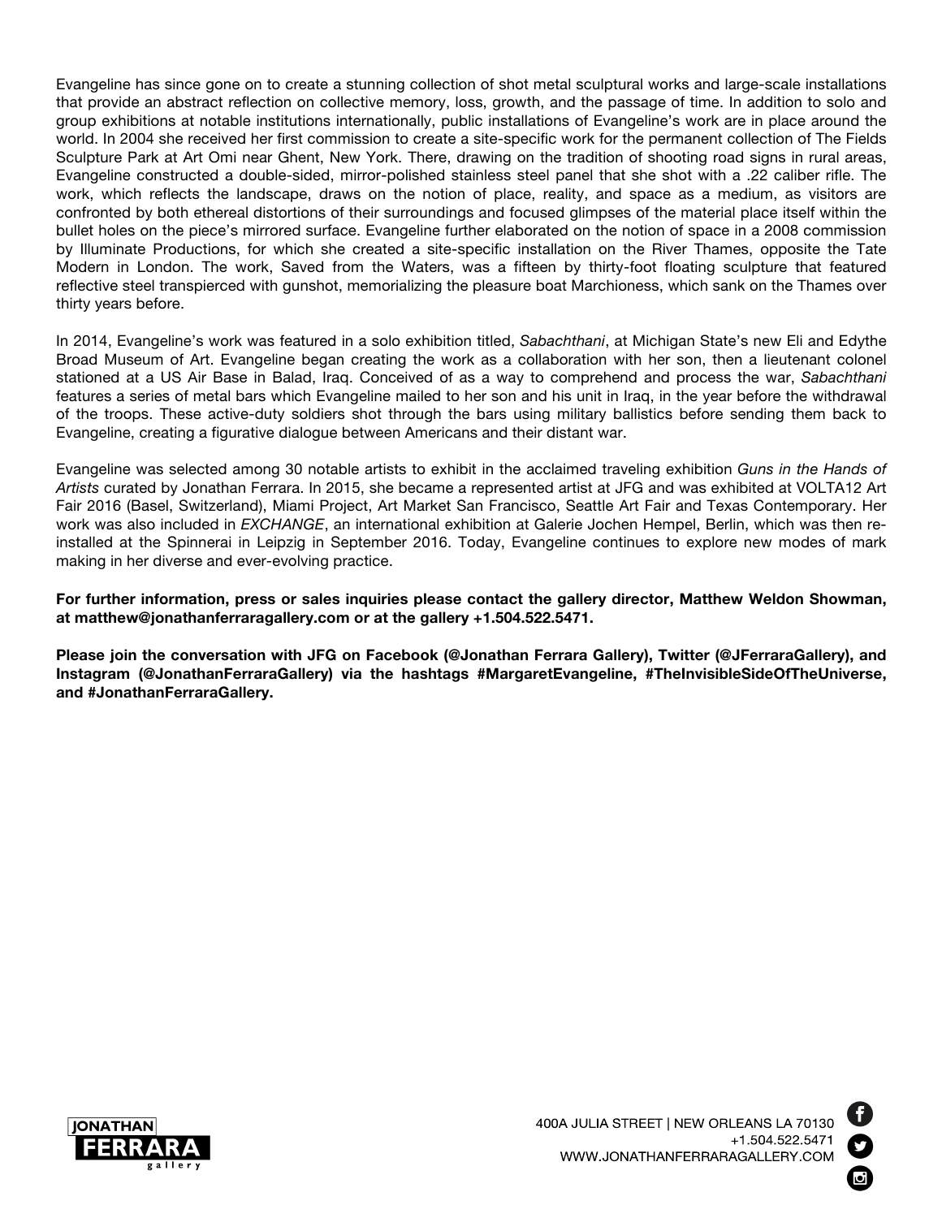Evangeline has since gone on to create a stunning collection of shot metal sculptural works and large-scale installations that provide an abstract reflection on collective memory, loss, growth, and the passage of time. In addition to solo and group exhibitions at notable institutions internationally, public installations of Evangeline's work are in place around the world. In 2004 she received her first commission to create a site-specific work for the permanent collection of The Fields Sculpture Park at Art Omi near Ghent, New York. There, drawing on the tradition of shooting road signs in rural areas, Evangeline constructed a double-sided, mirror-polished stainless steel panel that she shot with a .22 caliber rifle. The work, which reflects the landscape, draws on the notion of place, reality, and space as a medium, as visitors are confronted by both ethereal distortions of their surroundings and focused glimpses of the material place itself within the bullet holes on the piece's mirrored surface. Evangeline further elaborated on the notion of space in a 2008 commission by Illuminate Productions, for which she created a site-specific installation on the River Thames, opposite the Tate Modern in London. The work, Saved from the Waters, was a fifteen by thirty-foot floating sculpture that featured reflective steel transpierced with gunshot, memorializing the pleasure boat Marchioness, which sank on the Thames over thirty years before.

In 2014, Evangeline's work was featured in a solo exhibition titled, *Sabachthani*, at Michigan State's new Eli and Edythe Broad Museum of Art. Evangeline began creating the work as a collaboration with her son, then a lieutenant colonel stationed at a US Air Base in Balad, Iraq. Conceived of as a way to comprehend and process the war, *Sabachthani* features a series of metal bars which Evangeline mailed to her son and his unit in Iraq, in the year before the withdrawal of the troops. These active-duty soldiers shot through the bars using military ballistics before sending them back to Evangeline, creating a figurative dialogue between Americans and their distant war.

Evangeline was selected among 30 notable artists to exhibit in the acclaimed traveling exhibition *Guns in the Hands of Artists* curated by Jonathan Ferrara. In 2015, she became a represented artist at JFG and was exhibited at VOLTA12 Art Fair 2016 (Basel, Switzerland), Miami Project, Art Market San Francisco, Seattle Art Fair and Texas Contemporary. Her work was also included in *EXCHANGE*, an international exhibition at Galerie Jochen Hempel, Berlin, which was then re-installed at the Spinnerai in Leipzig in September 2016. Today, Evangeline continues to explore new modes of mark making in her diverse and ever-evolving practice.

**For further information, press or sales inquiries please contact the gallery director, Matthew Weldon Showman, at matthew@jonathanferraragallery.com or at the gallery +1.504.522.5471.**

**Please join the conversation with JFG on Facebook (@Jonathan Ferrara Gallery), Twitter (@JFerraraGallery), and Instagram (@JonathanFerraraGallery) via the hashtags #MargaretEvangeline, #TheInvisibleSideOfTheUniverse, and #JonathanFerraraGallery.**

JONATHAN FERRARA gallery

400A JULIA STREET | NEW ORLEANS LA 70130
+1.504.522.5471
WWW.JONATHANFERRARAGALLERY.COM